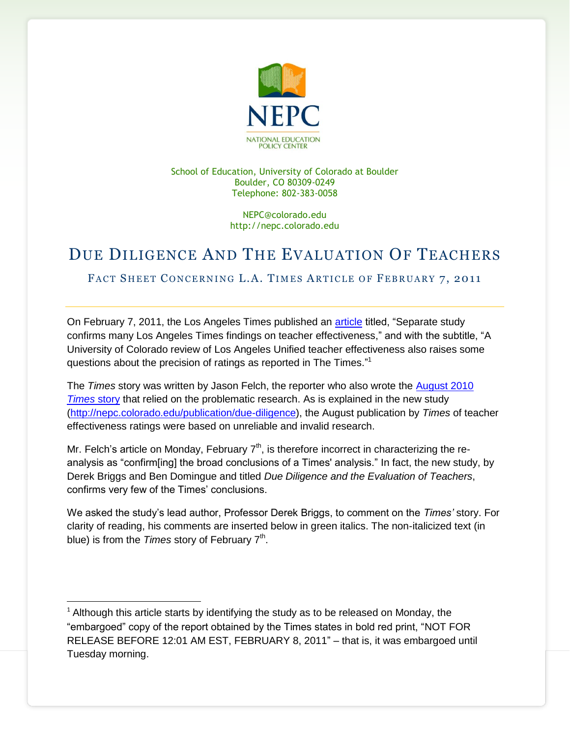NEPC

NATIONAL EDUCATION POLICY CENTER

School of Education, University of Colorado at Boulder
Boulder, CO 80309-0249
Telephone: 802-383-0058

NEPC@colorado.edu
http://nepc.colorado.edu

# Due Diligence And The Evaluation Of Teachers

## Fact Sheet Concerning L.A. Times Article of February 7, 2011

On February 7, 2011, the Los Angeles Times published an article titled, "Separate study confirms many Los Angeles Times findings on teacher effectiveness," and with the subtitle, "A University of Colorado review of Los Angeles Unified teacher effectiveness also raises some questions about the precision of ratings as reported in The Times."[1]

The *Times* story was written by Jason Felch, the reporter who also wrote the August 2010 *Times* story that relied on the problematic research. As is explained in the new study (http://nepc.colorado.edu/publication/due-diligence), the August publication by *Times* of teacher effectiveness ratings were based on unreliable and invalid research.

Mr. Felch's article on Monday, February 7th, is therefore incorrect in characterizing the re-analysis as "confirm[ing] the broad conclusions of a Times' analysis." In fact, the new study, by Derek Briggs and Ben Domingue and titled *Due Diligence and the Evaluation of Teachers*, confirms very few of the Times' conclusions.

We asked the study's lead author, Professor Derek Briggs, to comment on the *Times'* story. For clarity of reading, his comments are inserted below in green italics. The non-italicized text (in blue) is from the *Times* story of February 7th.

[1] Although this article starts by identifying the study as to be released on Monday, the "embargoed" copy of the report obtained by the Times states in bold red print, "NOT FOR RELEASE BEFORE 12:01 AM EST, FEBRUARY 8, 2011" – that is, it was embargoed until Tuesday morning.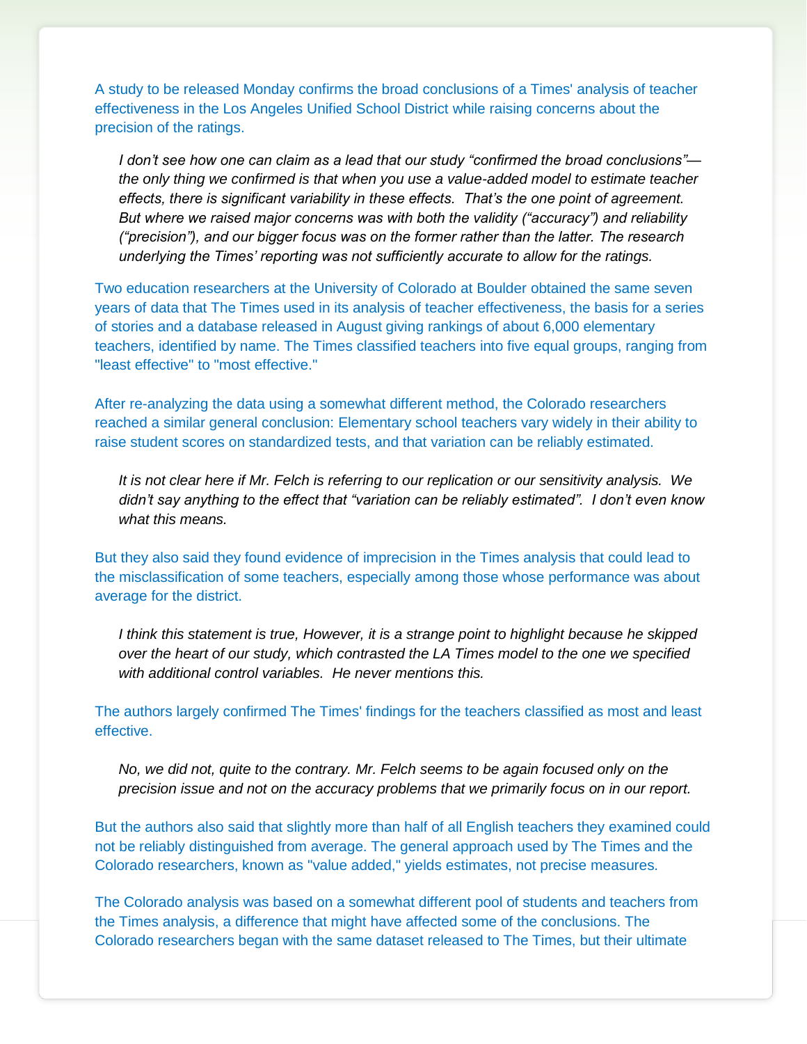A study to be released Monday confirms the broad conclusions of a Times' analysis of teacher effectiveness in the Los Angeles Unified School District while raising concerns about the precision of the ratings.

> *I don't see how one can claim as a lead that our study "confirmed the broad conclusions"—the only thing we confirmed is that when you use a value-added model to estimate teacher effects, there is significant variability in these effects. That's the one point of agreement. But where we raised major concerns was with both the validity ("accuracy") and reliability ("precision"), and our bigger focus was on the former rather than the latter. The research underlying the Times' reporting was not sufficiently accurate to allow for the ratings.*

Two education researchers at the University of Colorado at Boulder obtained the same seven years of data that The Times used in its analysis of teacher effectiveness, the basis for a series of stories and a database released in August giving rankings of about 6,000 elementary teachers, identified by name. The Times classified teachers into five equal groups, ranging from "least effective" to "most effective."

After re-analyzing the data using a somewhat different method, the Colorado researchers reached a similar general conclusion: Elementary school teachers vary widely in their ability to raise student scores on standardized tests, and that variation can be reliably estimated.

> *It is not clear here if Mr. Felch is referring to our replication or our sensitivity analysis. We didn't say anything to the effect that "variation can be reliably estimated". I don't even know what this means.*

But they also said they found evidence of imprecision in the Times analysis that could lead to the misclassification of some teachers, especially among those whose performance was about average for the district.

> *I think this statement is true, However, it is a strange point to highlight because he skipped over the heart of our study, which contrasted the LA Times model to the one we specified with additional control variables. He never mentions this.*

The authors largely confirmed The Times' findings for the teachers classified as most and least effective.

> *No, we did not, quite to the contrary. Mr. Felch seems to be again focused only on the precision issue and not on the accuracy problems that we primarily focus on in our report.*

But the authors also said that slightly more than half of all English teachers they examined could not be reliably distinguished from average. The general approach used by The Times and the Colorado researchers, known as "value added," yields estimates, not precise measures.

The Colorado analysis was based on a somewhat different pool of students and teachers from the Times analysis, a difference that might have affected some of the conclusions. The Colorado researchers began with the same dataset released to The Times, but their ultimate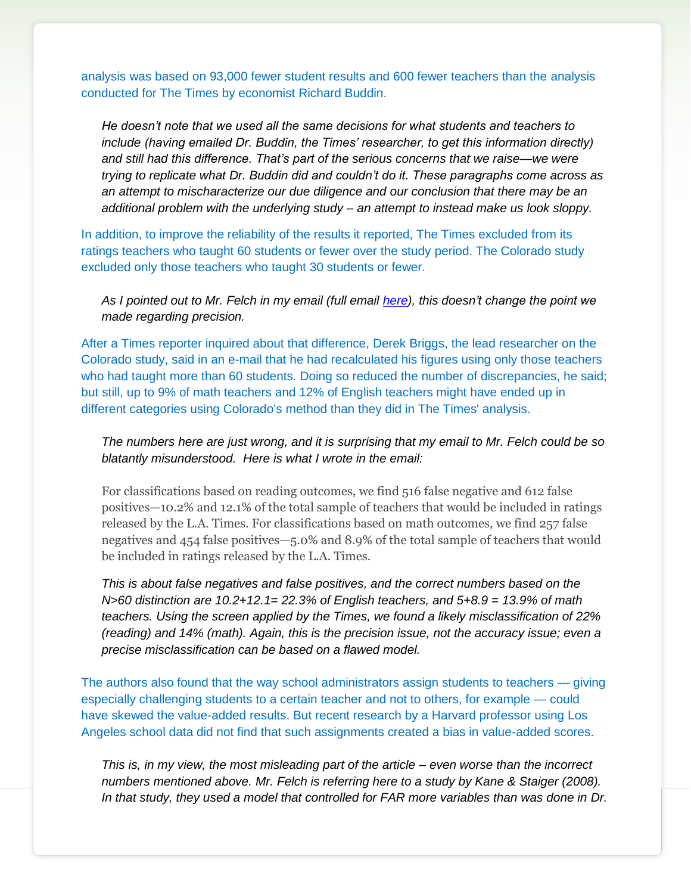analysis was based on 93,000 fewer student results and 600 fewer teachers than the analysis conducted for The Times by economist Richard Buddin.

> *He doesn't note that we used all the same decisions for what students and teachers to include (having emailed Dr. Buddin, the Times' researcher, to get this information directly) and still had this difference. That's part of the serious concerns that we raise—we were trying to replicate what Dr. Buddin did and couldn't do it. These paragraphs come across as an attempt to mischaracterize our due diligence and our conclusion that there may be an additional problem with the underlying study – an attempt to instead make us look sloppy.*

In addition, to improve the reliability of the results it reported, The Times excluded from its ratings teachers who taught 60 students or fewer over the study period. The Colorado study excluded only those teachers who taught 30 students or fewer.

> *As I pointed out to Mr. Felch in my email (full email [here]), this doesn't change the point we made regarding precision.*

After a Times reporter inquired about that difference, Derek Briggs, the lead researcher on the Colorado study, said in an e-mail that he had recalculated his figures using only those teachers who had taught more than 60 students. Doing so reduced the number of discrepancies, he said; but still, up to 9% of math teachers and 12% of English teachers might have ended up in different categories using Colorado's method than they did in The Times' analysis.

> *The numbers here are just wrong, and it is surprising that my email to Mr. Felch could be so blatantly misunderstood. Here is what I wrote in the email:*
>
> For classifications based on reading outcomes, we find 516 false negative and 612 false positives—10.2% and 12.1% of the total sample of teachers that would be included in ratings released by the L.A. Times. For classifications based on math outcomes, we find 257 false negatives and 454 false positives—5.0% and 8.9% of the total sample of teachers that would be included in ratings released by the L.A. Times.
>
> *This is about false negatives and false positives, and the correct numbers based on the N>60 distinction are 10.2+12.1= 22.3% of English teachers, and 5+8.9 = 13.9% of math teachers. Using the screen applied by the Times, we found a likely misclassification of 22% (reading) and 14% (math). Again, this is the precision issue, not the accuracy issue; even a precise misclassification can be based on a flawed model.*

The authors also found that the way school administrators assign students to teachers — giving especially challenging students to a certain teacher and not to others, for example — could have skewed the value-added results. But recent research by a Harvard professor using Los Angeles school data did not find that such assignments created a bias in value-added scores.

> *This is, in my view, the most misleading part of the article – even worse than the incorrect numbers mentioned above. Mr. Felch is referring here to a study by Kane & Staiger (2008). In that study, they used a model that controlled for FAR more variables than was done in Dr.*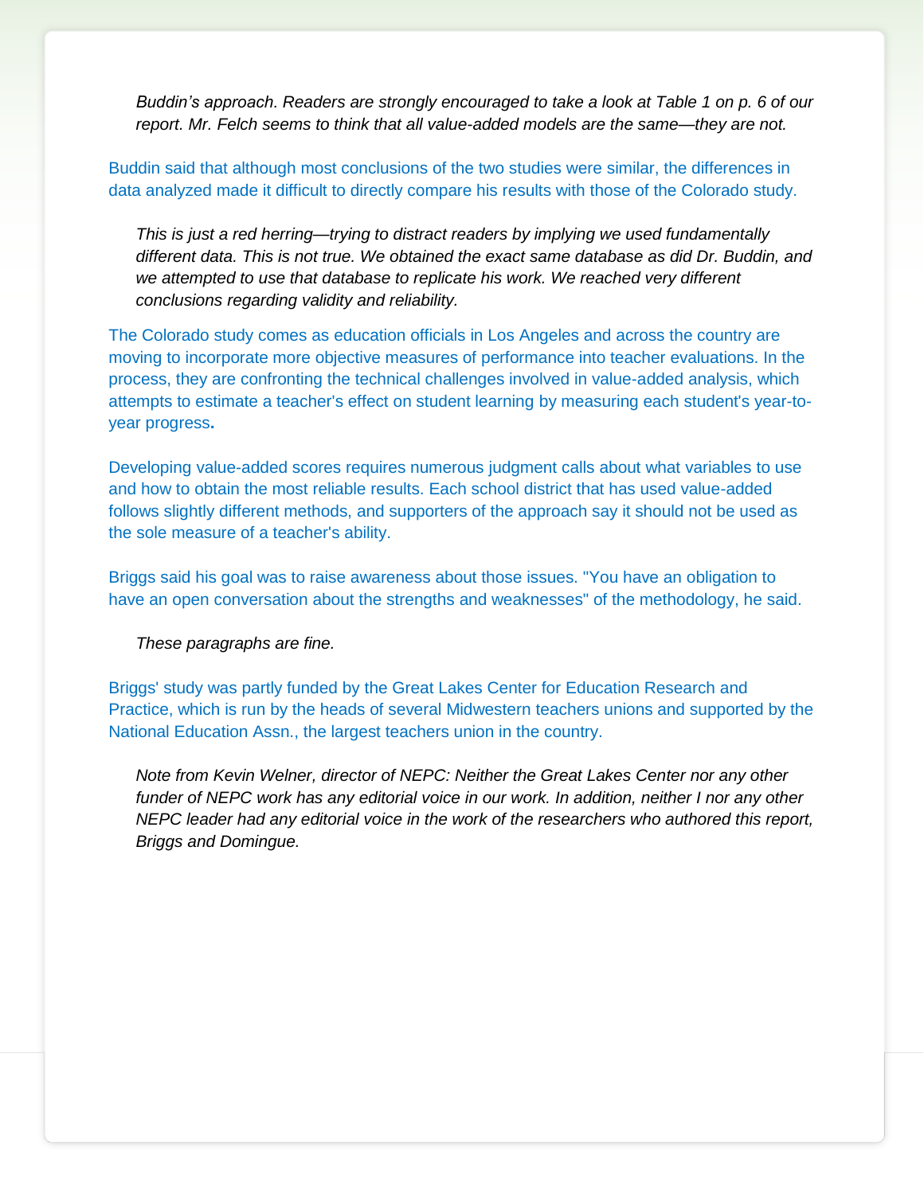*Buddin's approach. Readers are strongly encouraged to take a look at Table 1 on p. 6 of our report. Mr. Felch seems to think that all value-added models are the same—they are not.*

Buddin said that although most conclusions of the two studies were similar, the differences in data analyzed made it difficult to directly compare his results with those of the Colorado study.

*This is just a red herring—trying to distract readers by implying we used fundamentally different data. This is not true. We obtained the exact same database as did Dr. Buddin, and we attempted to use that database to replicate his work. We reached very different conclusions regarding validity and reliability.*

The Colorado study comes as education officials in Los Angeles and across the country are moving to incorporate more objective measures of performance into teacher evaluations. In the process, they are confronting the technical challenges involved in value-added analysis, which attempts to estimate a teacher's effect on student learning by measuring each student's year-to-year progress**.**

Developing value-added scores requires numerous judgment calls about what variables to use and how to obtain the most reliable results. Each school district that has used value-added follows slightly different methods, and supporters of the approach say it should not be used as the sole measure of a teacher's ability.

Briggs said his goal was to raise awareness about those issues. "You have an obligation to have an open conversation about the strengths and weaknesses" of the methodology, he said.

*These paragraphs are fine.*

Briggs' study was partly funded by the Great Lakes Center for Education Research and Practice, which is run by the heads of several Midwestern teachers unions and supported by the National Education Assn., the largest teachers union in the country.

*Note from Kevin Welner, director of NEPC: Neither the Great Lakes Center nor any other funder of NEPC work has any editorial voice in our work. In addition, neither I nor any other NEPC leader had any editorial voice in the work of the researchers who authored this report, Briggs and Domingue.*